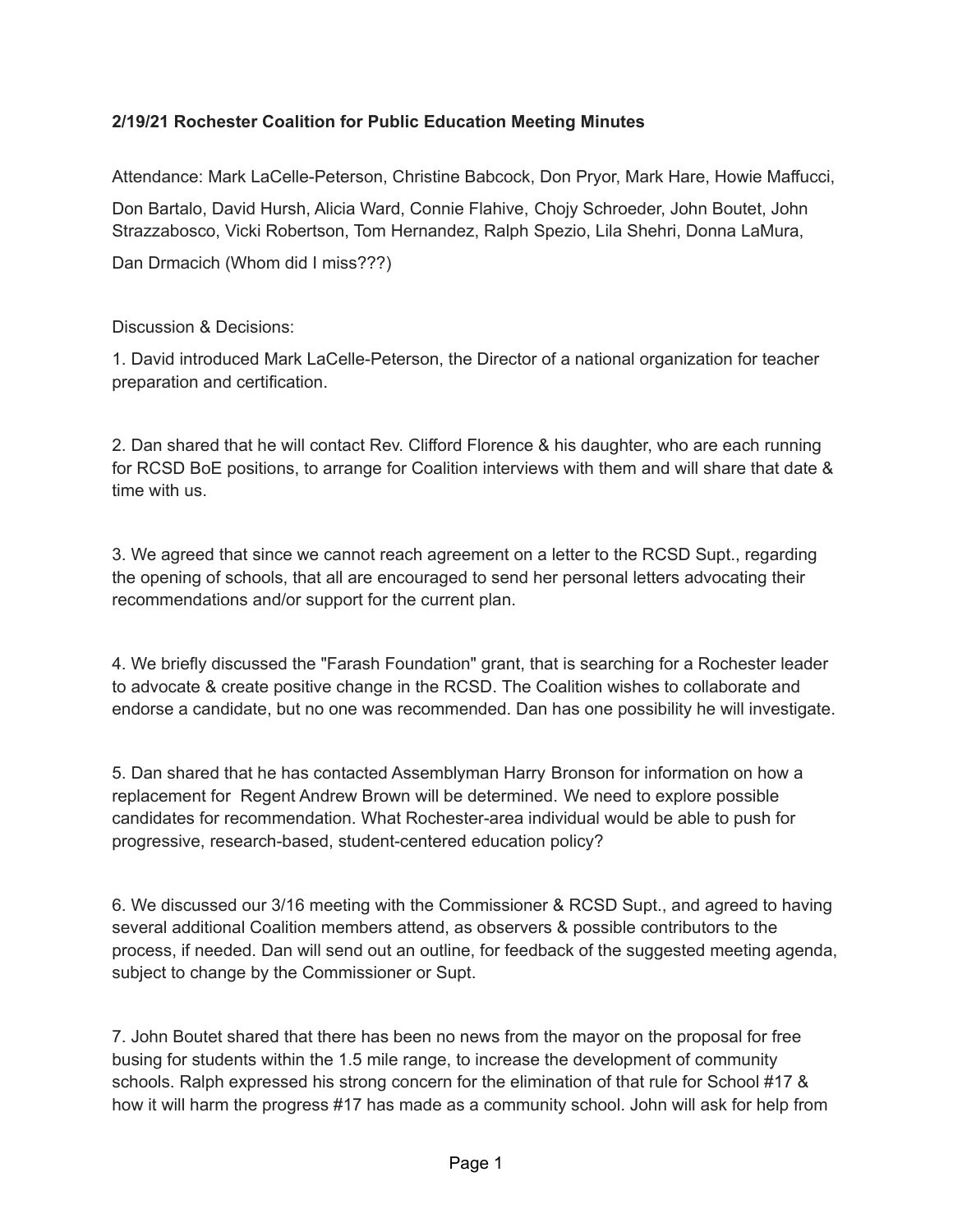**2/19/21 Rochester Coalition for Public Education Meeting Minutes**

Attendance: Mark LaCelle-Peterson, Christine Babcock, Don Pryor, Mark Hare, Howie Maffucci, Don Bartalo, David Hursh, Alicia Ward, Connie Flahive, Chojy Schroeder, John Boutet, John Strazzabosco, Vicki Robertson, Tom Hernandez, Ralph Spezio, Lila Shehri, Donna LaMura, Dan Drmacich (Whom did I miss???)

Discussion & Decisions:

1. David introduced Mark LaCelle-Peterson, the Director of a national organization for teacher preparation and certification.

2. Dan shared that he will contact Rev. Clifford Florence & his daughter, who are each running for RCSD BoE positions, to arrange for Coalition interviews with them and will share that date & time with us.

3. We agreed that since we cannot reach agreement on a letter to the RCSD Supt., regarding the opening of schools, that all are encouraged to send her personal letters advocating their recommendations and/or support for the current plan.

4. We briefly discussed the "Farash Foundation" grant, that is searching for a Rochester leader to advocate & create positive change in the RCSD. The Coalition wishes to collaborate and endorse a candidate, but no one was recommended. Dan has one possibility he will investigate.

5. Dan shared that he has contacted Assemblyman Harry Bronson for information on how a replacement for Regent Andrew Brown will be determined. We need to explore possible candidates for recommendation. What Rochester-area individual would be able to push for progressive, research-based, student-centered education policy?

6. We discussed our 3/16 meeting with the Commissioner & RCSD Supt., and agreed to having several additional Coalition members attend, as observers & possible contributors to the process, if needed. Dan will send out an outline, for feedback of the suggested meeting agenda, subject to change by the Commissioner or Supt.

7. John Boutet shared that there has been no news from the mayor on the proposal for free busing for students within the 1.5 mile range, to increase the development of community schools. Ralph expressed his strong concern for the elimination of that rule for School #17 & how it will harm the progress #17 has made as a community school. John will ask for help from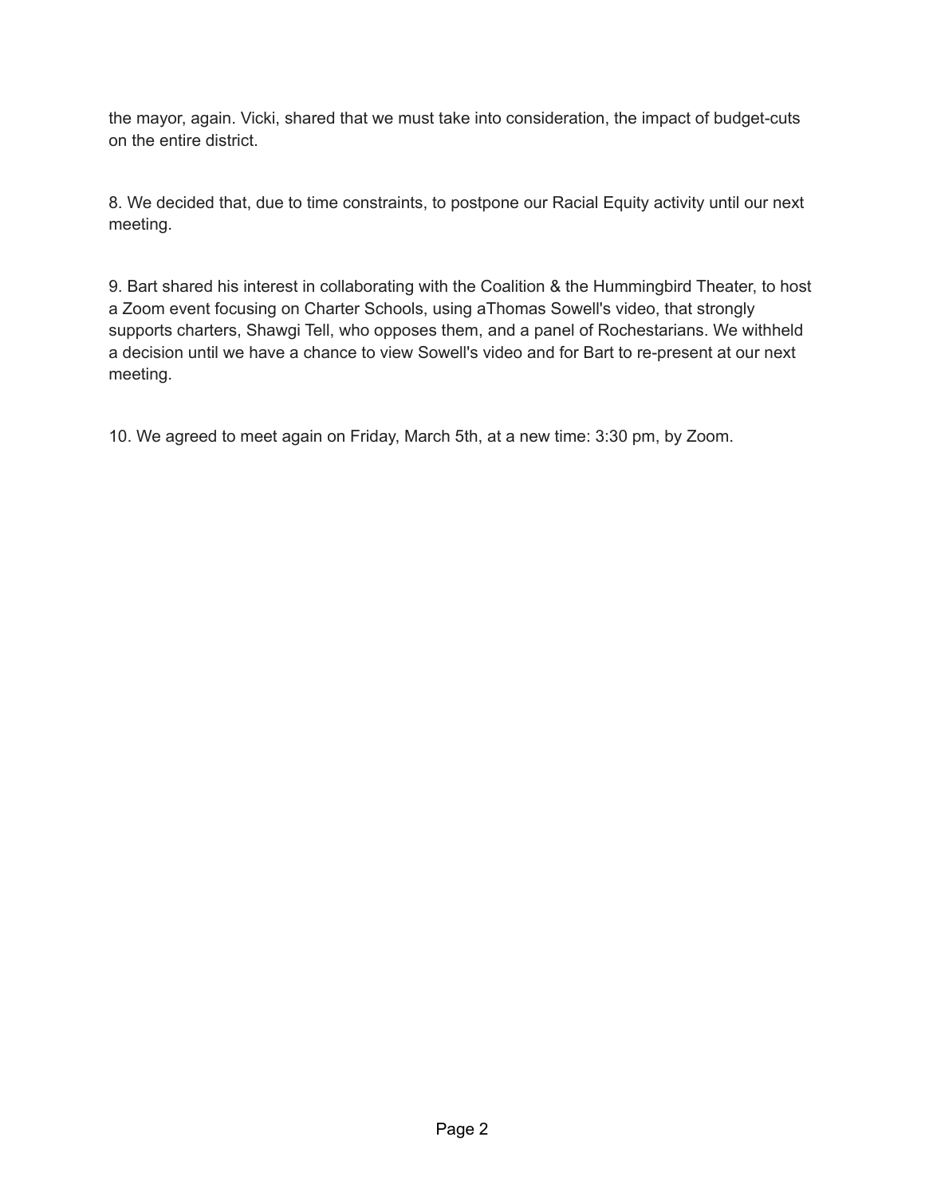the mayor, again. Vicki, shared that we must take into consideration, the impact of budget-cuts on the entire district.

8. We decided that, due to time constraints, to postpone our Racial Equity activity until our next meeting.

9. Bart shared his interest in collaborating with the Coalition & the Hummingbird Theater, to host a Zoom event focusing on Charter Schools, using aThomas Sowell's video, that strongly supports charters, Shawgi Tell, who opposes them, and a panel of Rochestarians. We withheld a decision until we have a chance to view Sowell's video and for Bart to re-present at our next meeting.

10. We agreed to meet again on Friday, March 5th, at a new time: 3:30 pm, by Zoom.